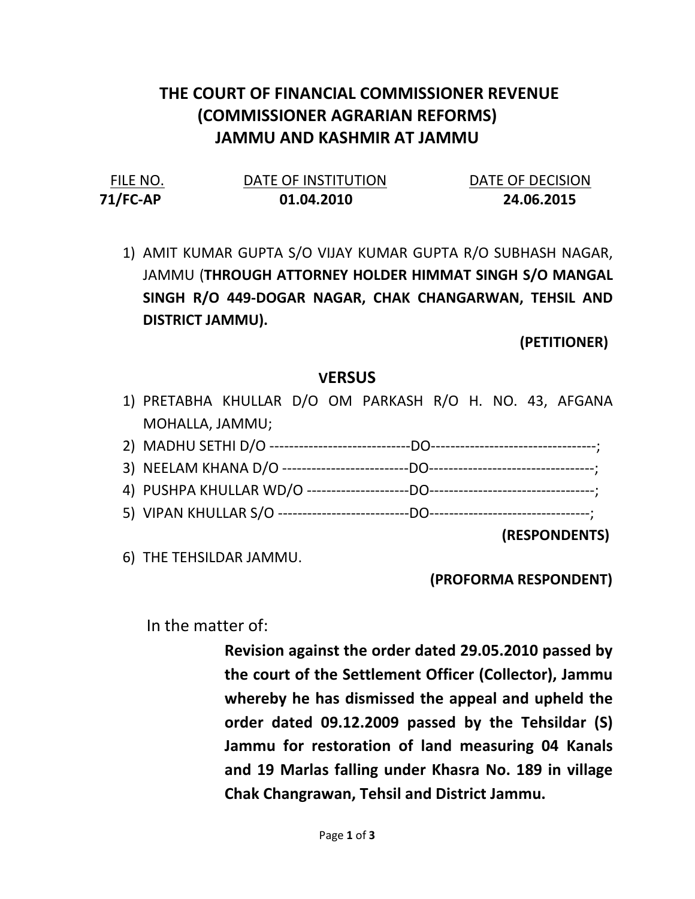# THE COURT OF FINANCIAL COMMISSIONER REVENUE (COMMISSIONER AGRARIAN REFORMS) JAMMU AND KASHMIR AT JAMMU

| FILE NO. | DATE OF INSTITUTION | DATE OF DECISION |
|---|---|---|
| **71/FC-AP** | **01.04.2010** | **24.06.2015** |

1) AMIT KUMAR GUPTA S/O VIJAY KUMAR GUPTA R/O SUBHASH NAGAR, JAMMU (**THROUGH ATTORNEY HOLDER HIMMAT SINGH S/O MANGAL SINGH R/O 449-DOGAR NAGAR, CHAK CHANGARWAN, TEHSIL AND DISTRICT JAMMU).**

**(PETITIONER)**

**VERSUS**

1) PRETABHA KHULLAR D/O OM PARKASH R/O H. NO. 43, AFGANA MOHALLA, JAMMU;
2) MADHU SETHI D/O -----------------------------DO---------------------------------;
3) NEELAM KHANA D/O --------------------------DO---------------------------------;
4) PUSHPA KHULLAR WD/O ---------------------DO---------------------------------;
5) VIPAN KHULLAR S/O ---------------------------DO--------------------------------;

**(RESPONDENTS)**

6) THE TEHSILDAR JAMMU.

**(PROFORMA RESPONDENT)**

In the matter of:

**Revision against the order dated 29.05.2010 passed by the court of the Settlement Officer (Collector), Jammu whereby he has dismissed the appeal and upheld the order dated 09.12.2009 passed by the Tehsildar (S) Jammu for restoration of land measuring 04 Kanals and 19 Marlas falling under Khasra No. 189 in village Chak Changrawan, Tehsil and District Jammu.**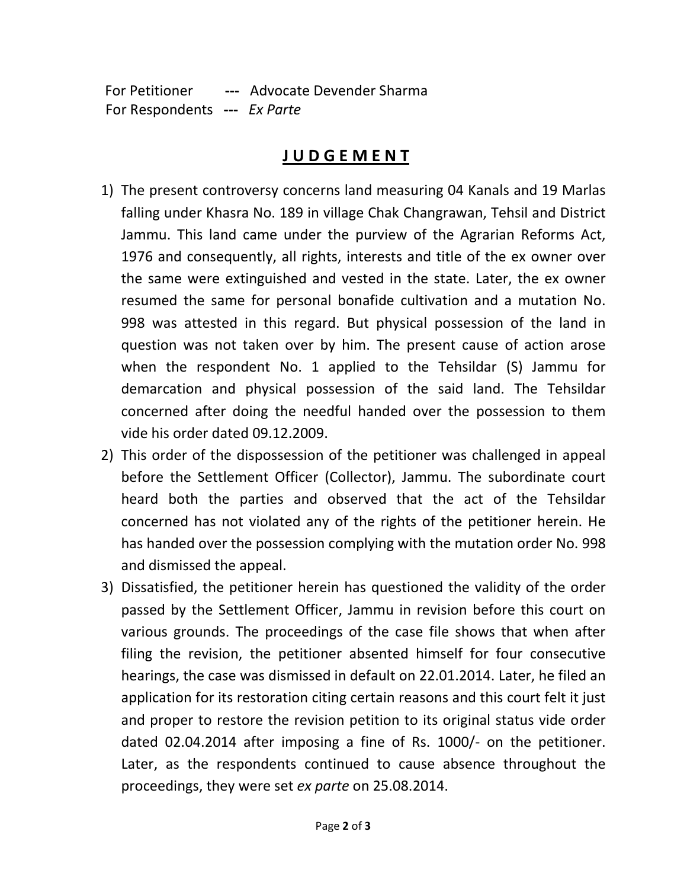For Petitioner --- Advocate Devender Sharma
For Respondents --- *Ex Parte*

## **JUDGEMENT**

1) The present controversy concerns land measuring 04 Kanals and 19 Marlas falling under Khasra No. 189 in village Chak Changrawan, Tehsil and District Jammu. This land came under the purview of the Agrarian Reforms Act, 1976 and consequently, all rights, interests and title of the ex owner over the same were extinguished and vested in the state. Later, the ex owner resumed the same for personal bonafide cultivation and a mutation No. 998 was attested in this regard. But physical possession of the land in question was not taken over by him. The present cause of action arose when the respondent No. 1 applied to the Tehsildar (S) Jammu for demarcation and physical possession of the said land. The Tehsildar concerned after doing the needful handed over the possession to them vide his order dated 09.12.2009.

2) This order of the dispossession of the petitioner was challenged in appeal before the Settlement Officer (Collector), Jammu. The subordinate court heard both the parties and observed that the act of the Tehsildar concerned has not violated any of the rights of the petitioner herein. He has handed over the possession complying with the mutation order No. 998 and dismissed the appeal.

3) Dissatisfied, the petitioner herein has questioned the validity of the order passed by the Settlement Officer, Jammu in revision before this court on various grounds. The proceedings of the case file shows that when after filing the revision, the petitioner absented himself for four consecutive hearings, the case was dismissed in default on 22.01.2014. Later, he filed an application for its restoration citing certain reasons and this court felt it just and proper to restore the revision petition to its original status vide order dated 02.04.2014 after imposing a fine of Rs. 1000/- on the petitioner. Later, as the respondents continued to cause absence throughout the proceedings, they were set *ex parte* on 25.08.2014.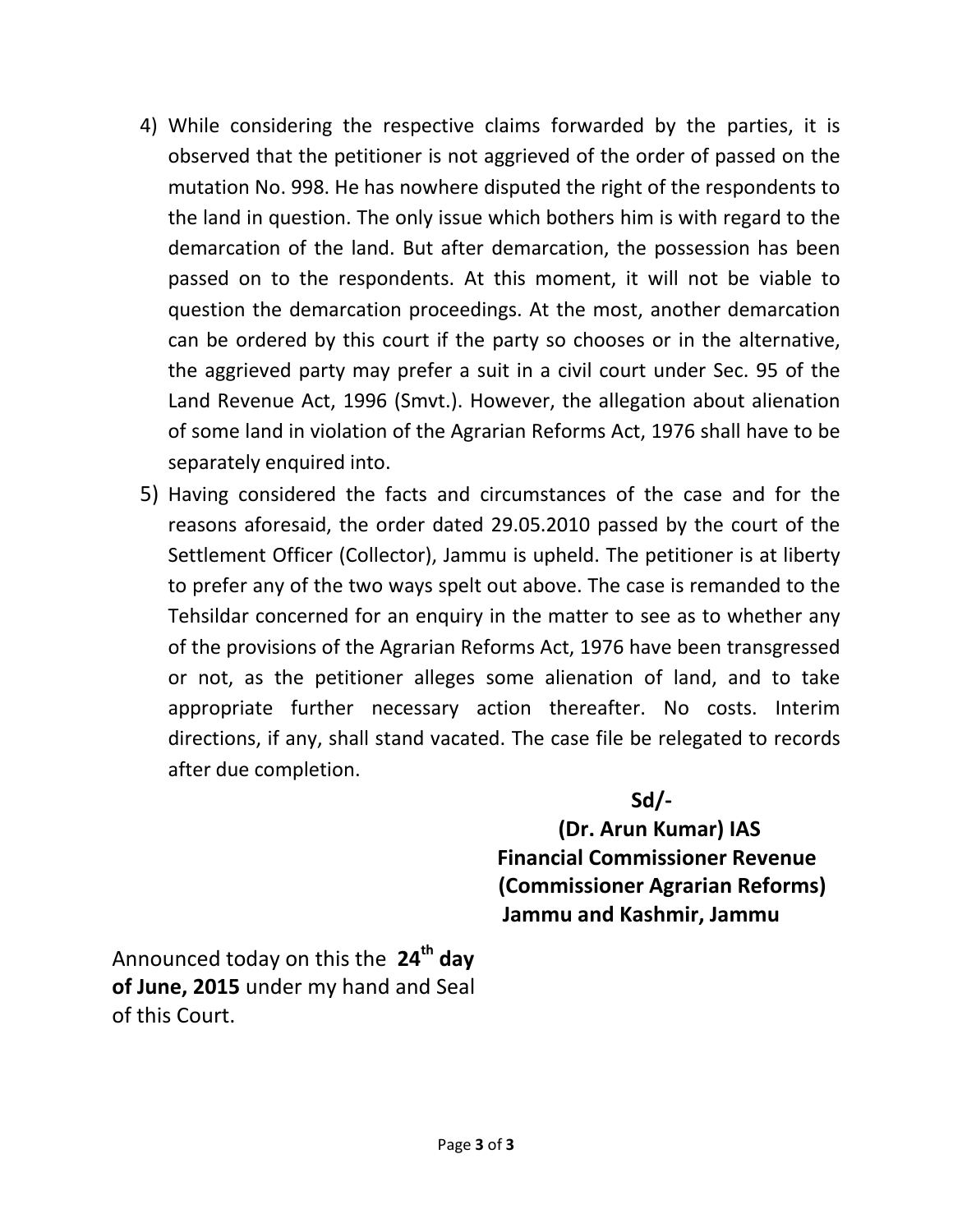4) While considering the respective claims forwarded by the parties, it is observed that the petitioner is not aggrieved of the order of passed on the mutation No. 998. He has nowhere disputed the right of the respondents to the land in question. The only issue which bothers him is with regard to the demarcation of the land. But after demarcation, the possession has been passed on to the respondents. At this moment, it will not be viable to question the demarcation proceedings. At the most, another demarcation can be ordered by this court if the party so chooses or in the alternative, the aggrieved party may prefer a suit in a civil court under Sec. 95 of the Land Revenue Act, 1996 (Smvt.). However, the allegation about alienation of some land in violation of the Agrarian Reforms Act, 1976 shall have to be separately enquired into.

5) Having considered the facts and circumstances of the case and for the reasons aforesaid, the order dated 29.05.2010 passed by the court of the Settlement Officer (Collector), Jammu is upheld. The petitioner is at liberty to prefer any of the two ways spelt out above. The case is remanded to the Tehsildar concerned for an enquiry in the matter to see as to whether any of the provisions of the Agrarian Reforms Act, 1976 have been transgressed or not, as the petitioner alleges some alienation of land, and to take appropriate further necessary action thereafter. No costs. Interim directions, if any, shall stand vacated. The case file be relegated to records after due completion.

**Sd/-**

**(Dr. Arun Kumar) IAS**
**Financial Commissioner Revenue**
**(Commissioner Agrarian Reforms)**
**Jammu and Kashmir, Jammu**

Announced today on this the **24th day of June, 2015** under my hand and Seal of this Court.